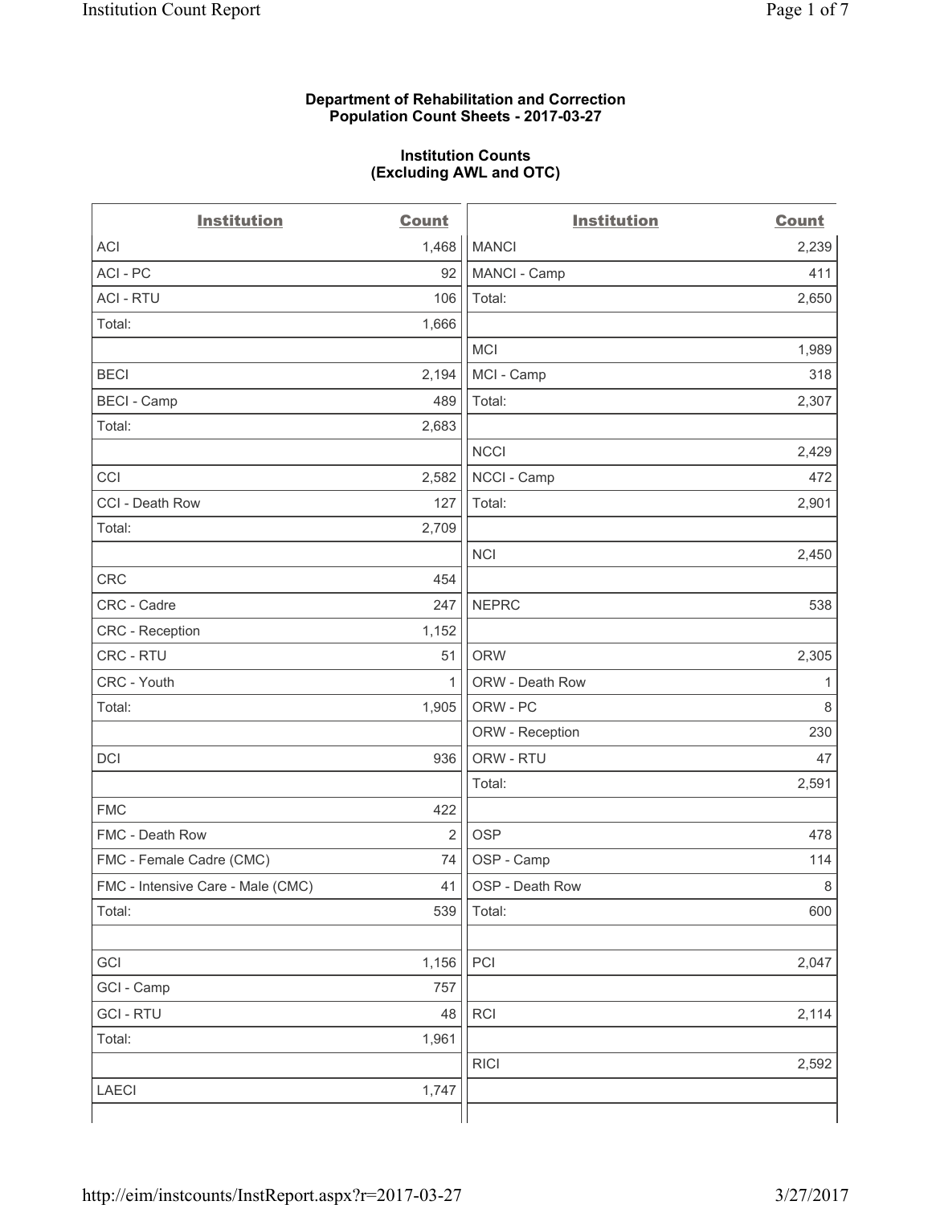**Department of Rehabilitation and Correction**
**Population Count Sheets - 2017-03-27**

**Institution Counts**
**(Excluding AWL and OTC)**

| Institution | Count | Institution | Count |
|---|---|---|---|
| ACI | 1,468 | MANCI | 2,239 |
| ACI - PC | 92 | MANCI - Camp | 411 |
| ACI - RTU | 106 | Total: | 2,650 |
| Total: | 1,666 | | |
| | | MCI | 1,989 |
| BECI | 2,194 | MCI - Camp | 318 |
| BECI - Camp | 489 | Total: | 2,307 |
| Total: | 2,683 | | |
| | | NCCI | 2,429 |
| CCI | 2,582 | NCCI - Camp | 472 |
| CCI - Death Row | 127 | Total: | 2,901 |
| Total: | 2,709 | | |
| | | NCI | 2,450 |
| CRC | 454 | | |
| CRC - Cadre | 247 | NEPRC | 538 |
| CRC - Reception | 1,152 | | |
| CRC - RTU | 51 | ORW | 2,305 |
| CRC - Youth | 1 | ORW - Death Row | 1 |
| Total: | 1,905 | ORW - PC | 8 |
| | | ORW - Reception | 230 |
| DCI | 936 | ORW - RTU | 47 |
| | | Total: | 2,591 |
| FMC | 422 | | |
| FMC - Death Row | 2 | OSP | 478 |
| FMC - Female Cadre (CMC) | 74 | OSP - Camp | 114 |
| FMC - Intensive Care - Male (CMC) | 41 | OSP - Death Row | 8 |
| Total: | 539 | Total: | 600 |
| | | | |
| GCI | 1,156 | PCI | 2,047 |
| GCI - Camp | 757 | | |
| GCI - RTU | 48 | RCI | 2,114 |
| Total: | 1,961 | | |
| | | RICI | 2,592 |
| LAECI | 1,747 | | |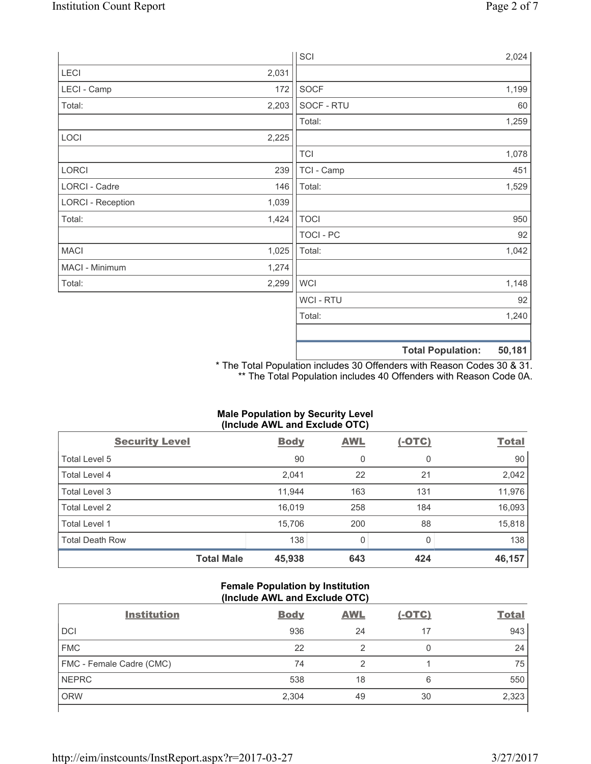| | |
|---|---|
| LECI | 2,031 |
| LECI - Camp | 172 |
| Total: | 2,203 |
| | |
| LOCI | 2,225 |
| | |
| LORCI | 239 |
| LORCI - Cadre | 146 |
| LORCI - Reception | 1,039 |
| Total: | 1,424 |
| | |
| MACI | 1,025 |
| MACI - Minimum | 1,274 |
| Total: | 2,299 |

| | |
|---|---|
| SCI | 2,024 |
| | |
| SOCF | 1,199 |
| SOCF - RTU | 60 |
| Total: | 1,259 |
| | |
| TCI | 1,078 |
| TCI - Camp | 451 |
| Total: | 1,529 |
| | |
| TOCI | 950 |
| TOCI - PC | 92 |
| Total: | 1,042 |
| | |
| WCI | 1,148 |
| WCI - RTU | 92 |
| Total: | 1,240 |
| | |
| **Total Population:** | **50,181** |

* The Total Population includes 30 Offenders with Reason Codes 30 & 31.
** The Total Population includes 40 Offenders with Reason Code 0A.

**Male Population by Security Level (Include AWL and Exclude OTC)**

| Security Level | Body | AWL | (-OTC) | Total |
|---|---|---|---|---|
| Total Level 5 | 90 | 0 | 0 | 90 |
| Total Level 4 | 2,041 | 22 | 21 | 2,042 |
| Total Level 3 | 11,944 | 163 | 131 | 11,976 |
| Total Level 2 | 16,019 | 258 | 184 | 16,093 |
| Total Level 1 | 15,706 | 200 | 88 | 15,818 |
| Total Death Row | 138 | 0 | 0 | 138 |
| **Total Male** | **45,938** | **643** | **424** | **46,157** |

**Female Population by Institution (Include AWL and Exclude OTC)**

| Institution | Body | AWL | (-OTC) | Total |
|---|---|---|---|---|
| DCI | 936 | 24 | 17 | 943 |
| FMC | 22 | 2 | 0 | 24 |
| FMC - Female Cadre (CMC) | 74 | 2 | 1 | 75 |
| NEPRC | 538 | 18 | 6 | 550 |
| ORW | 2,304 | 49 | 30 | 2,323 |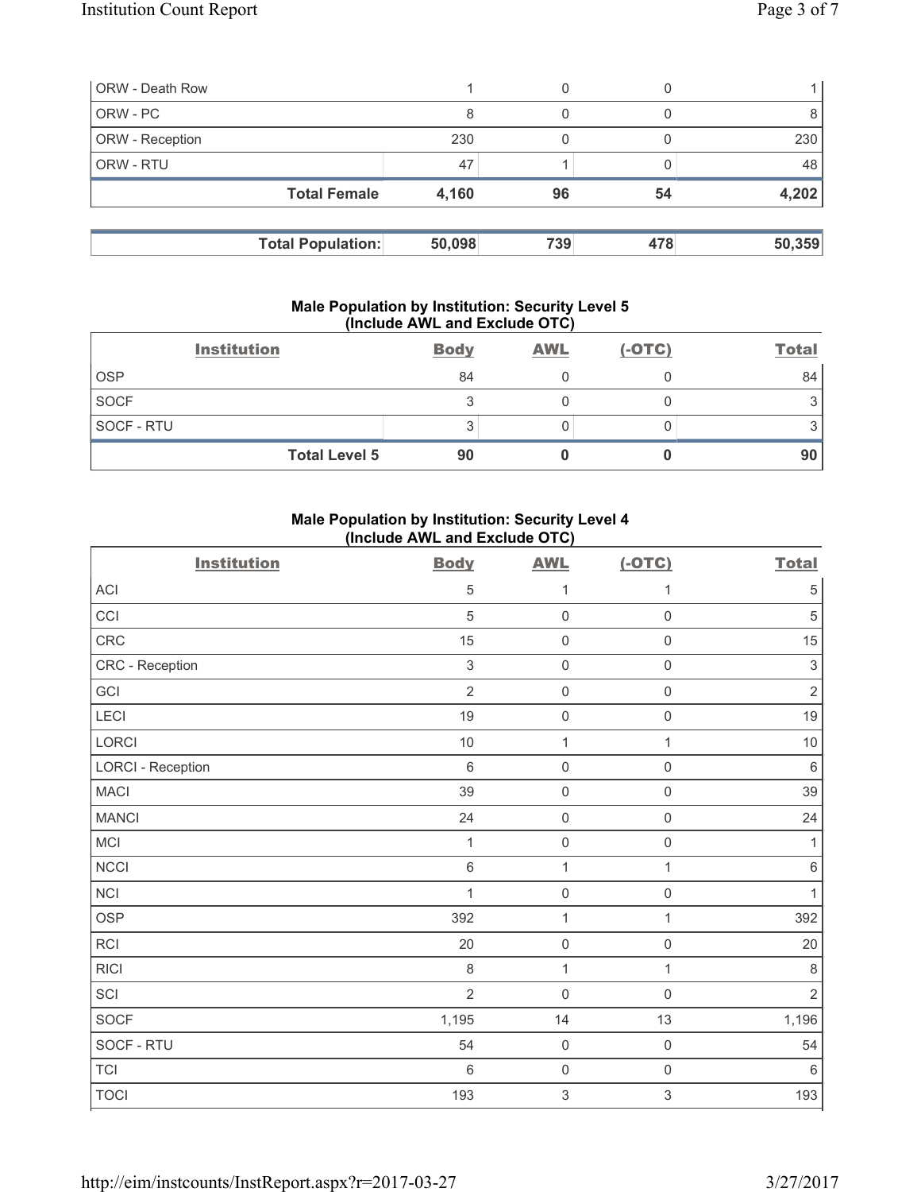| | | | | |
|---|---|---|---|---|
| ORW - Death Row | 1 | 0 | 0 | 1 |
| ORW - PC | 8 | 0 | 0 | 8 |
| ORW - Reception | 230 | 0 | 0 | 230 |
| ORW - RTU | 47 | 1 | 0 | 48 |
| **Total Female** | **4,160** | **96** | **54** | **4,202** |

| | | | | |
|---|---|---|---|---|
| **Total Population:** | **50,098** | **739** | **478** | **50,359** |

**Male Population by Institution: Security Level 5 (Include AWL and Exclude OTC)**

| Institution | Body | AWL | (-OTC) | Total |
|---|---|---|---|---|
| OSP | 84 | 0 | 0 | 84 |
| SOCF | 3 | 0 | 0 | 3 |
| SOCF - RTU | 3 | 0 | 0 | 3 |
| **Total Level 5** | **90** | **0** | **0** | **90** |

**Male Population by Institution: Security Level 4 (Include AWL and Exclude OTC)**

| Institution | Body | AWL | (-OTC) | Total |
|---|---|---|---|---|
| ACI | 5 | 1 | 1 | 5 |
| CCI | 5 | 0 | 0 | 5 |
| CRC | 15 | 0 | 0 | 15 |
| CRC - Reception | 3 | 0 | 0 | 3 |
| GCI | 2 | 0 | 0 | 2 |
| LECI | 19 | 0 | 0 | 19 |
| LORCI | 10 | 1 | 1 | 10 |
| LORCI - Reception | 6 | 0 | 0 | 6 |
| MACI | 39 | 0 | 0 | 39 |
| MANCI | 24 | 0 | 0 | 24 |
| MCI | 1 | 0 | 0 | 1 |
| NCCI | 6 | 1 | 1 | 6 |
| NCI | 1 | 0 | 0 | 1 |
| OSP | 392 | 1 | 1 | 392 |
| RCI | 20 | 0 | 0 | 20 |
| RICI | 8 | 1 | 1 | 8 |
| SCI | 2 | 0 | 0 | 2 |
| SOCF | 1,195 | 14 | 13 | 1,196 |
| SOCF - RTU | 54 | 0 | 0 | 54 |
| TCI | 6 | 0 | 0 | 6 |
| TOCI | 193 | 3 | 3 | 193 |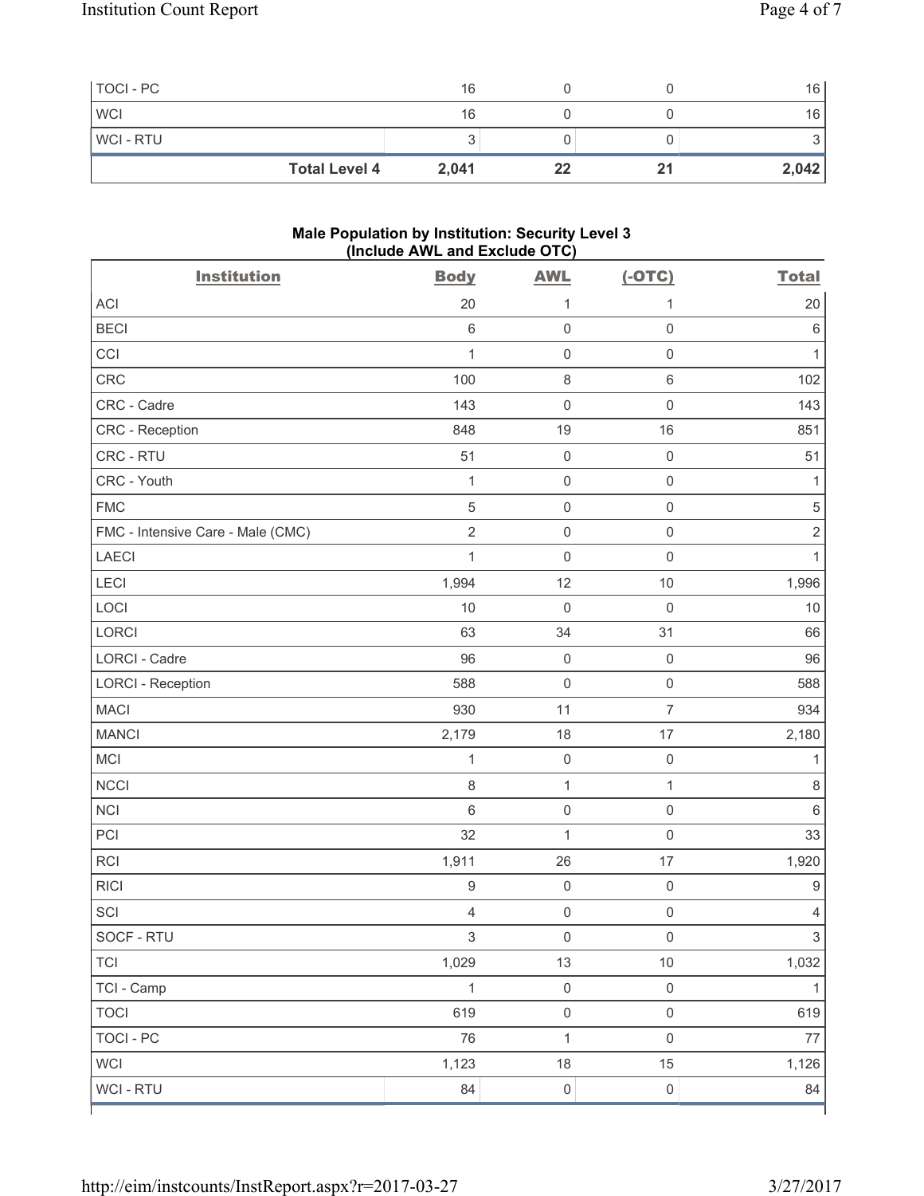| | | | | |
|---|---|---|---|---|
| TOCI - PC | 16 | 0 | 0 | 16 |
| WCI | 16 | 0 | 0 | 16 |
| WCI - RTU | 3 | 0 | 0 | 3 |
| **Total Level 4** | **2,041** | **22** | **21** | **2,042** |

**Male Population by Institution: Security Level 3 (Include AWL and Exclude OTC)**

| Institution | Body | AWL | (-OTC) | Total |
|---|---|---|---|---|
| ACI | 20 | 1 | 1 | 20 |
| BECI | 6 | 0 | 0 | 6 |
| CCI | 1 | 0 | 0 | 1 |
| CRC | 100 | 8 | 6 | 102 |
| CRC - Cadre | 143 | 0 | 0 | 143 |
| CRC - Reception | 848 | 19 | 16 | 851 |
| CRC - RTU | 51 | 0 | 0 | 51 |
| CRC - Youth | 1 | 0 | 0 | 1 |
| FMC | 5 | 0 | 0 | 5 |
| FMC - Intensive Care - Male (CMC) | 2 | 0 | 0 | 2 |
| LAECI | 1 | 0 | 0 | 1 |
| LECI | 1,994 | 12 | 10 | 1,996 |
| LOCI | 10 | 0 | 0 | 10 |
| LORCI | 63 | 34 | 31 | 66 |
| LORCI - Cadre | 96 | 0 | 0 | 96 |
| LORCI - Reception | 588 | 0 | 0 | 588 |
| MACI | 930 | 11 | 7 | 934 |
| MANCI | 2,179 | 18 | 17 | 2,180 |
| MCI | 1 | 0 | 0 | 1 |
| NCCI | 8 | 1 | 1 | 8 |
| NCI | 6 | 0 | 0 | 6 |
| PCI | 32 | 1 | 0 | 33 |
| RCI | 1,911 | 26 | 17 | 1,920 |
| RICI | 9 | 0 | 0 | 9 |
| SCI | 4 | 0 | 0 | 4 |
| SOCF - RTU | 3 | 0 | 0 | 3 |
| TCI | 1,029 | 13 | 10 | 1,032 |
| TCI - Camp | 1 | 0 | 0 | 1 |
| TOCI | 619 | 0 | 0 | 619 |
| TOCI - PC | 76 | 1 | 0 | 77 |
| WCI | 1,123 | 18 | 15 | 1,126 |
| WCI - RTU | 84 | 0 | 0 | 84 |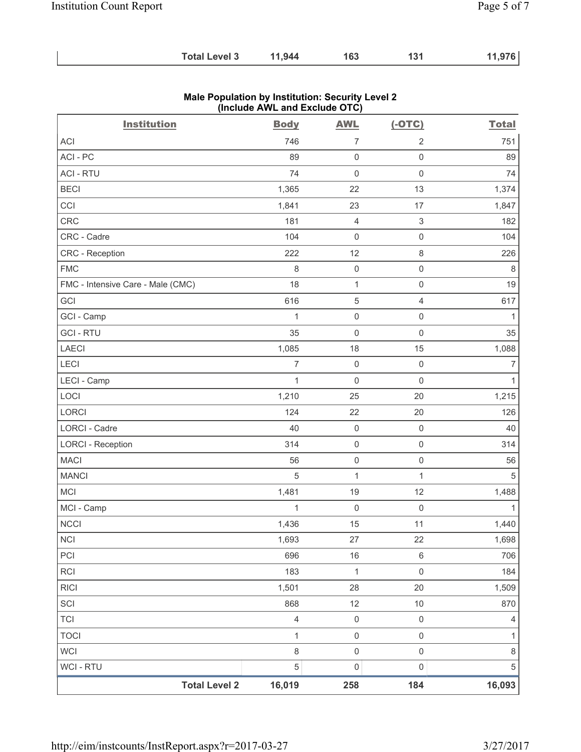| | | | | |
|---|---|---|---|---|
| **Total Level 3** | **11,944** | **163** | **131** | **11,976** |

**Male Population by Institution: Security Level 2**
**(Include AWL and Exclude OTC)**

| Institution | Body | AWL | (-OTC) | Total |
|---|---|---|---|---|
| ACI | 746 | 7 | 2 | 751 |
| ACI - PC | 89 | 0 | 0 | 89 |
| ACI - RTU | 74 | 0 | 0 | 74 |
| BECI | 1,365 | 22 | 13 | 1,374 |
| CCI | 1,841 | 23 | 17 | 1,847 |
| CRC | 181 | 4 | 3 | 182 |
| CRC - Cadre | 104 | 0 | 0 | 104 |
| CRC - Reception | 222 | 12 | 8 | 226 |
| FMC | 8 | 0 | 0 | 8 |
| FMC - Intensive Care - Male (CMC) | 18 | 1 | 0 | 19 |
| GCI | 616 | 5 | 4 | 617 |
| GCI - Camp | 1 | 0 | 0 | 1 |
| GCI - RTU | 35 | 0 | 0 | 35 |
| LAECI | 1,085 | 18 | 15 | 1,088 |
| LECI | 7 | 0 | 0 | 7 |
| LECI - Camp | 1 | 0 | 0 | 1 |
| LOCI | 1,210 | 25 | 20 | 1,215 |
| LORCI | 124 | 22 | 20 | 126 |
| LORCI - Cadre | 40 | 0 | 0 | 40 |
| LORCI - Reception | 314 | 0 | 0 | 314 |
| MACI | 56 | 0 | 0 | 56 |
| MANCI | 5 | 1 | 1 | 5 |
| MCI | 1,481 | 19 | 12 | 1,488 |
| MCI - Camp | 1 | 0 | 0 | 1 |
| NCCI | 1,436 | 15 | 11 | 1,440 |
| NCI | 1,693 | 27 | 22 | 1,698 |
| PCI | 696 | 16 | 6 | 706 |
| RCI | 183 | 1 | 0 | 184 |
| RICI | 1,501 | 28 | 20 | 1,509 |
| SCI | 868 | 12 | 10 | 870 |
| TCI | 4 | 0 | 0 | 4 |
| TOCI | 1 | 0 | 0 | 1 |
| WCI | 8 | 0 | 0 | 8 |
| WCI - RTU | 5 | 0 | 0 | 5 |
| **Total Level 2** | **16,019** | **258** | **184** | **16,093** |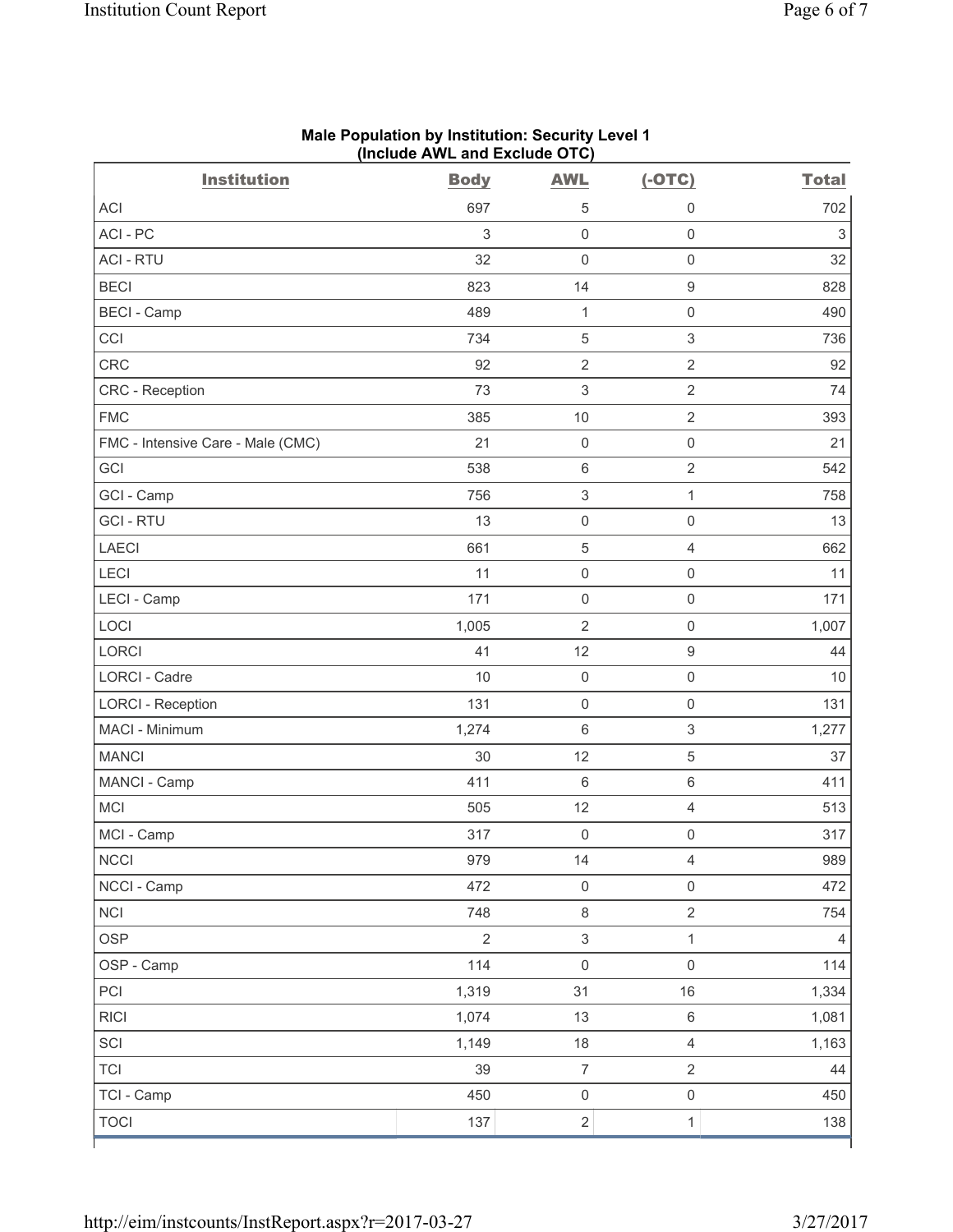**Male Population by Institution: Security Level 1 (Include AWL and Exclude OTC)**

| Institution | Body | AWL | (-OTC) | Total |
|---|---|---|---|---|
| ACI | 697 | 5 | 0 | 702 |
| ACI - PC | 3 | 0 | 0 | 3 |
| ACI - RTU | 32 | 0 | 0 | 32 |
| BECI | 823 | 14 | 9 | 828 |
| BECI - Camp | 489 | 1 | 0 | 490 |
| CCI | 734 | 5 | 3 | 736 |
| CRC | 92 | 2 | 2 | 92 |
| CRC - Reception | 73 | 3 | 2 | 74 |
| FMC | 385 | 10 | 2 | 393 |
| FMC - Intensive Care - Male (CMC) | 21 | 0 | 0 | 21 |
| GCI | 538 | 6 | 2 | 542 |
| GCI - Camp | 756 | 3 | 1 | 758 |
| GCI - RTU | 13 | 0 | 0 | 13 |
| LAECI | 661 | 5 | 4 | 662 |
| LECI | 11 | 0 | 0 | 11 |
| LECI - Camp | 171 | 0 | 0 | 171 |
| LOCI | 1,005 | 2 | 0 | 1,007 |
| LORCI | 41 | 12 | 9 | 44 |
| LORCI - Cadre | 10 | 0 | 0 | 10 |
| LORCI - Reception | 131 | 0 | 0 | 131 |
| MACI - Minimum | 1,274 | 6 | 3 | 1,277 |
| MANCI | 30 | 12 | 5 | 37 |
| MANCI - Camp | 411 | 6 | 6 | 411 |
| MCI | 505 | 12 | 4 | 513 |
| MCI - Camp | 317 | 0 | 0 | 317 |
| NCCI | 979 | 14 | 4 | 989 |
| NCCI - Camp | 472 | 0 | 0 | 472 |
| NCI | 748 | 8 | 2 | 754 |
| OSP | 2 | 3 | 1 | 4 |
| OSP - Camp | 114 | 0 | 0 | 114 |
| PCI | 1,319 | 31 | 16 | 1,334 |
| RICI | 1,074 | 13 | 6 | 1,081 |
| SCI | 1,149 | 18 | 4 | 1,163 |
| TCI | 39 | 7 | 2 | 44 |
| TCI - Camp | 450 | 0 | 0 | 450 |
| TOCI | 137 | 2 | 1 | 138 |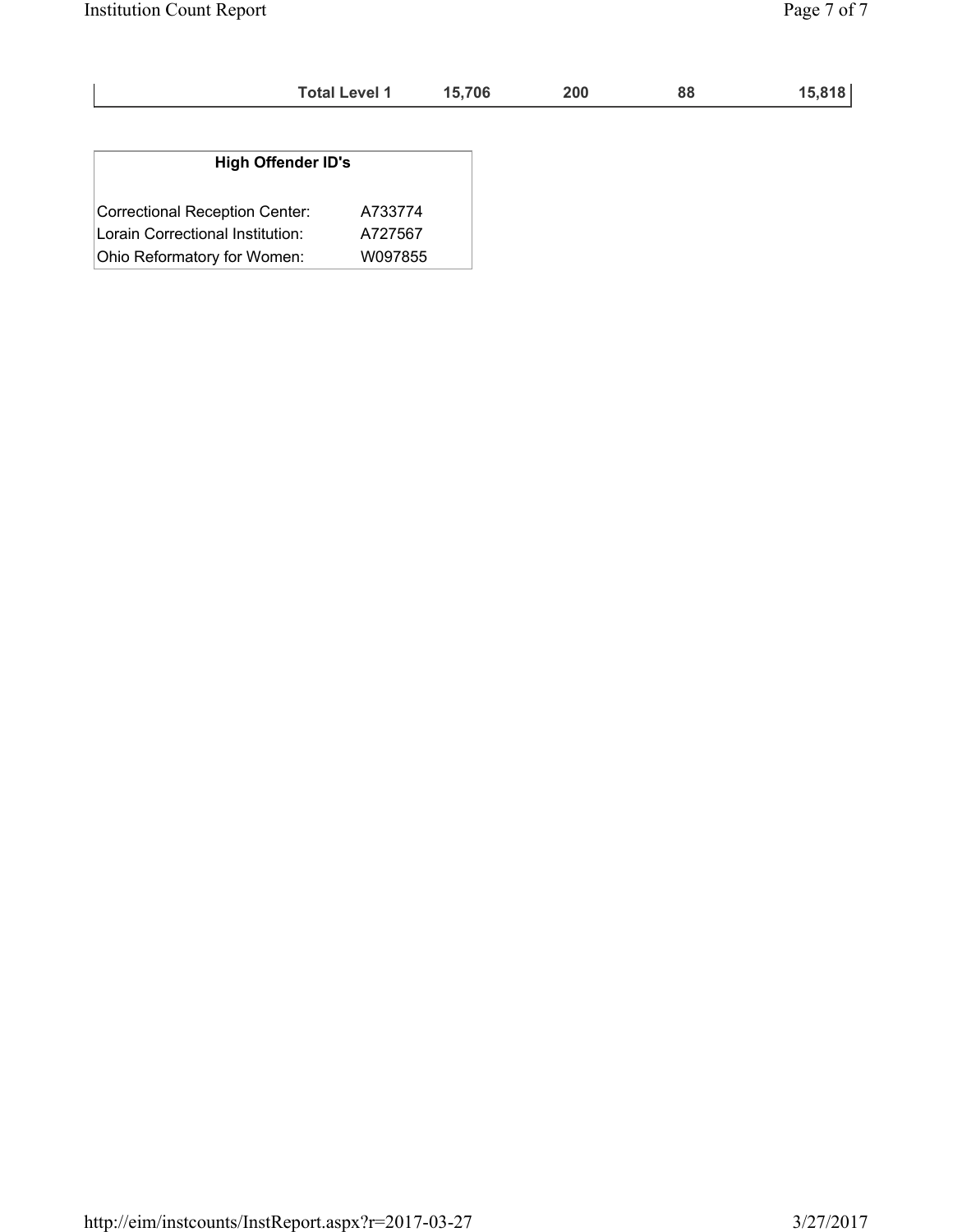| | | | | |
|---|---|---|---|---|
| **Total Level 1** | **15,706** | **200** | **88** | **15,818** |

| **High Offender ID's** | |
|---|---|
| Correctional Reception Center: | A733774 |
| Lorain Correctional Institution: | A727567 |
| Ohio Reformatory for Women: | W097855 |